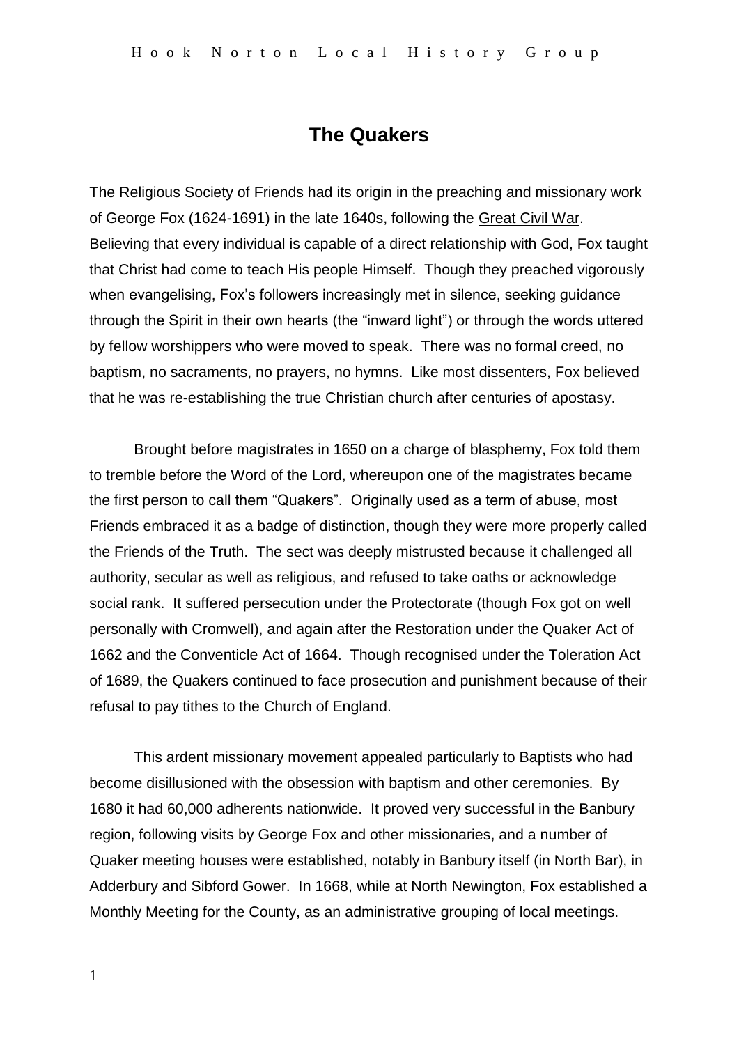# The Quakers

The Religious Society of Friends had its origin in the preaching and missionary work of George Fox (1624-1691) in the late 1640s, following the Great Civil War. Believing that every individual is capable of a direct relationship with God, Fox taught that Christ had come to teach His people Himself. Though they preached vigorously when evangelising, Fox's followers increasingly met in silence, seeking guidance through the Spirit in their own hearts (the "inward light") or through the words uttered by fellow worshippers who were moved to speak. There was no formal creed, no baptism, no sacraments, no prayers, no hymns. Like most dissenters, Fox believed that he was re-establishing the true Christian church after centuries of apostasy.

Brought before magistrates in 1650 on a charge of blasphemy, Fox told them to tremble before the Word of the Lord, whereupon one of the magistrates became the first person to call them "Quakers". Originally used as a term of abuse, most Friends embraced it as a badge of distinction, though they were more properly called the Friends of the Truth. The sect was deeply mistrusted because it challenged all authority, secular as well as religious, and refused to take oaths or acknowledge social rank. It suffered persecution under the Protectorate (though Fox got on well personally with Cromwell), and again after the Restoration under the Quaker Act of 1662 and the Conventicle Act of 1664. Though recognised under the Toleration Act of 1689, the Quakers continued to face prosecution and punishment because of their refusal to pay tithes to the Church of England.

This ardent missionary movement appealed particularly to Baptists who had become disillusioned with the obsession with baptism and other ceremonies. By 1680 it had 60,000 adherents nationwide. It proved very successful in the Banbury region, following visits by George Fox and other missionaries, and a number of Quaker meeting houses were established, notably in Banbury itself (in North Bar), in Adderbury and Sibford Gower. In 1668, while at North Newington, Fox established a Monthly Meeting for the County, as an administrative grouping of local meetings.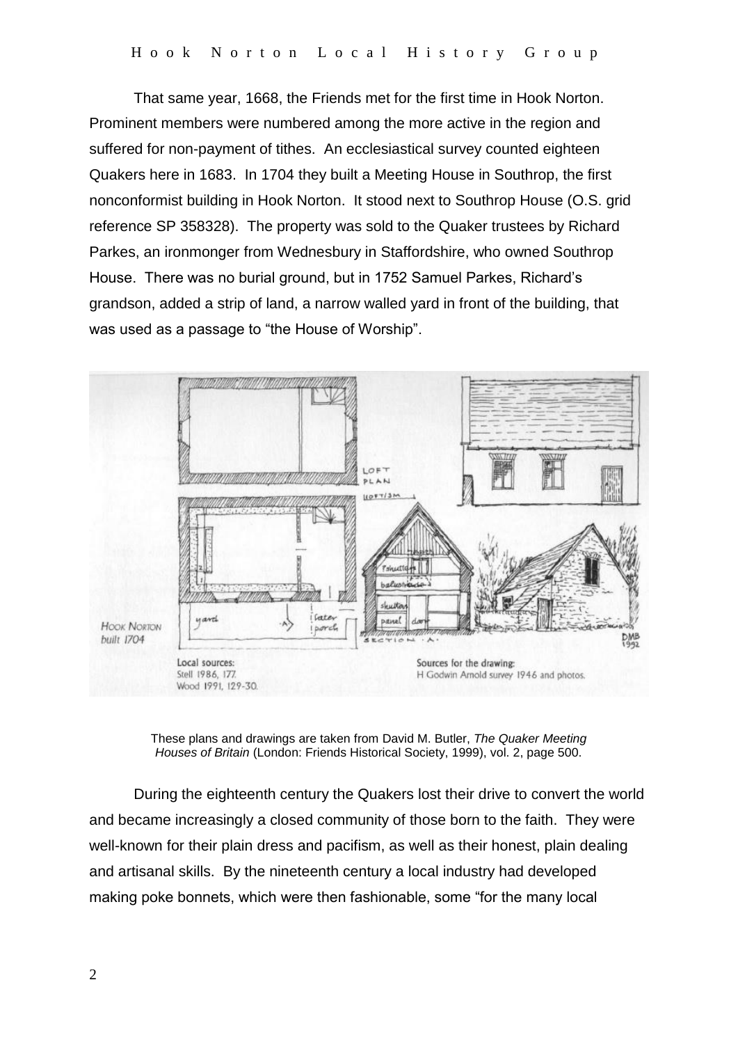That same year, 1668, the Friends met for the first time in Hook Norton. Prominent members were numbered among the more active in the region and suffered for non-payment of tithes. An ecclesiastical survey counted eighteen Quakers here in 1683. In 1704 they built a Meeting House in Southrop, the first nonconformist building in Hook Norton. It stood next to Southrop House (O.S. grid reference SP 358328). The property was sold to the Quaker trustees by Richard Parkes, an ironmonger from Wednesbury in Staffordshire, who owned Southrop House. There was no burial ground, but in 1752 Samuel Parkes, Richard's grandson, added a strip of land, a narrow walled yard in front of the building, that was used as a passage to "the House of Worship".

These plans and drawings are taken from David M. Butler, *The Quaker Meeting Houses of Britain* (London: Friends Historical Society, 1999), vol. 2, page 500.

During the eighteenth century the Quakers lost their drive to convert the world and became increasingly a closed community of those born to the faith. They were well-known for their plain dress and pacifism, as well as their honest, plain dealing and artisanal skills. By the nineteenth century a local industry had developed making poke bonnets, which were then fashionable, some "for the many local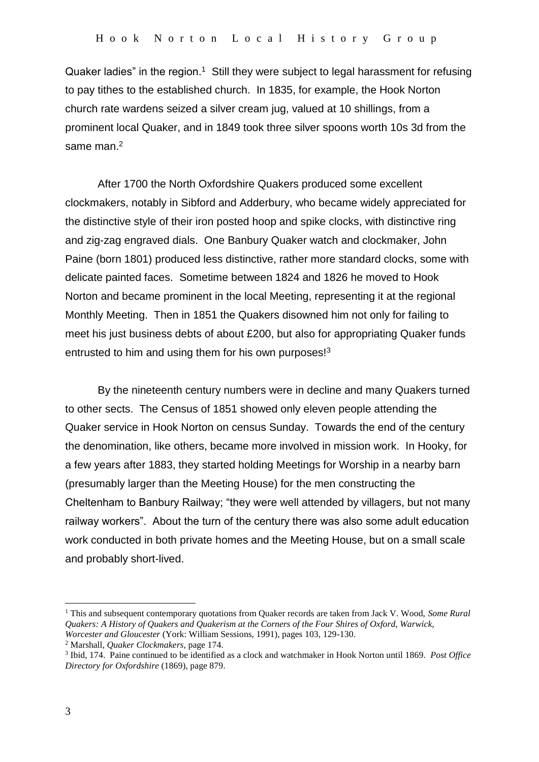Quaker ladies" in the region.[1] Still they were subject to legal harassment for refusing to pay tithes to the established church. In 1835, for example, the Hook Norton church rate wardens seized a silver cream jug, valued at 10 shillings, from a prominent local Quaker, and in 1849 took three silver spoons worth 10s 3d from the same man.[2]

After 1700 the North Oxfordshire Quakers produced some excellent clockmakers, notably in Sibford and Adderbury, who became widely appreciated for the distinctive style of their iron posted hoop and spike clocks, with distinctive ring and zig-zag engraved dials. One Banbury Quaker watch and clockmaker, John Paine (born 1801) produced less distinctive, rather more standard clocks, some with delicate painted faces. Sometime between 1824 and 1826 he moved to Hook Norton and became prominent in the local Meeting, representing it at the regional Monthly Meeting. Then in 1851 the Quakers disowned him not only for failing to meet his just business debts of about £200, but also for appropriating Quaker funds entrusted to him and using them for his own purposes![3]

By the nineteenth century numbers were in decline and many Quakers turned to other sects. The Census of 1851 showed only eleven people attending the Quaker service in Hook Norton on census Sunday. Towards the end of the century the denomination, like others, became more involved in mission work. In Hooky, for a few years after 1883, they started holding Meetings for Worship in a nearby barn (presumably larger than the Meeting House) for the men constructing the Cheltenham to Banbury Railway; "they were well attended by villagers, but not many railway workers". About the turn of the century there was also some adult education work conducted in both private homes and the Meeting House, but on a small scale and probably short-lived.

---

[1] This and subsequent contemporary quotations from Quaker records are taken from Jack V. Wood, *Some Rural Quakers: A History of Quakers and Quakerism at the Corners of the Four Shires of Oxford, Warwick, Worcester and Gloucester* (York: William Sessions, 1991), pages 103, 129-130.

[2] Marshall, *Quaker Clockmakers*, page 174.

[3] Ibid, 174. Paine continued to be identified as a clock and watchmaker in Hook Norton until 1869. *Post Office Directory for Oxfordshire* (1869), page 879.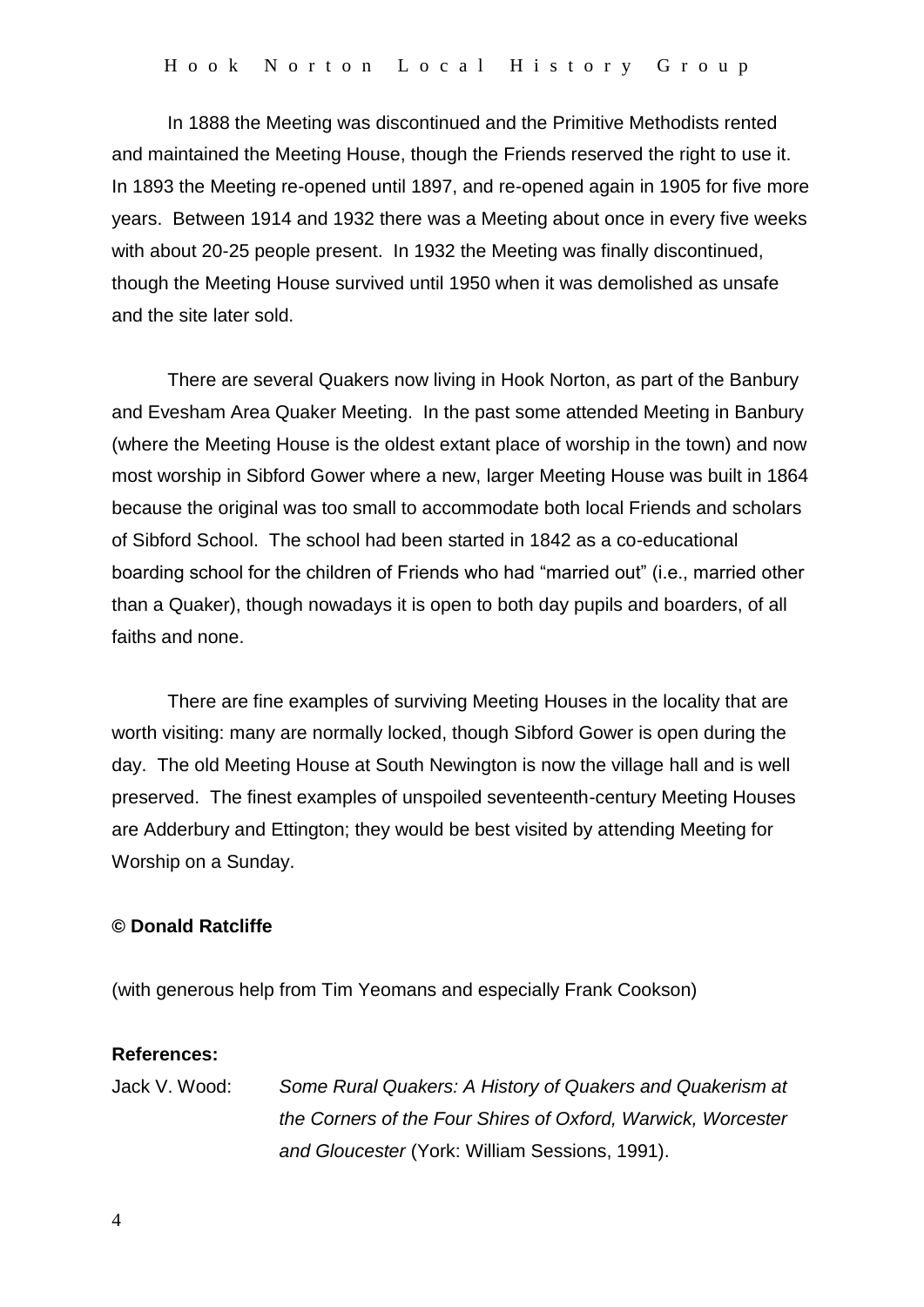In 1888 the Meeting was discontinued and the Primitive Methodists rented and maintained the Meeting House, though the Friends reserved the right to use it. In 1893 the Meeting re-opened until 1897, and re-opened again in 1905 for five more years. Between 1914 and 1932 there was a Meeting about once in every five weeks with about 20-25 people present. In 1932 the Meeting was finally discontinued, though the Meeting House survived until 1950 when it was demolished as unsafe and the site later sold.

There are several Quakers now living in Hook Norton, as part of the Banbury and Evesham Area Quaker Meeting. In the past some attended Meeting in Banbury (where the Meeting House is the oldest extant place of worship in the town) and now most worship in Sibford Gower where a new, larger Meeting House was built in 1864 because the original was too small to accommodate both local Friends and scholars of Sibford School. The school had been started in 1842 as a co-educational boarding school for the children of Friends who had "married out" (i.e., married other than a Quaker), though nowadays it is open to both day pupils and boarders, of all faiths and none.

There are fine examples of surviving Meeting Houses in the locality that are worth visiting: many are normally locked, though Sibford Gower is open during the day. The old Meeting House at South Newington is now the village hall and is well preserved. The finest examples of unspoiled seventeenth-century Meeting Houses are Adderbury and Ettington; they would be best visited by attending Meeting for Worship on a Sunday.

**© Donald Ratcliffe**

(with generous help from Tim Yeomans and especially Frank Cookson)

**References:**

Jack V. Wood: *Some Rural Quakers: A History of Quakers and Quakerism at the Corners of the Four Shires of Oxford, Warwick, Worcester and Gloucester* (York: William Sessions, 1991).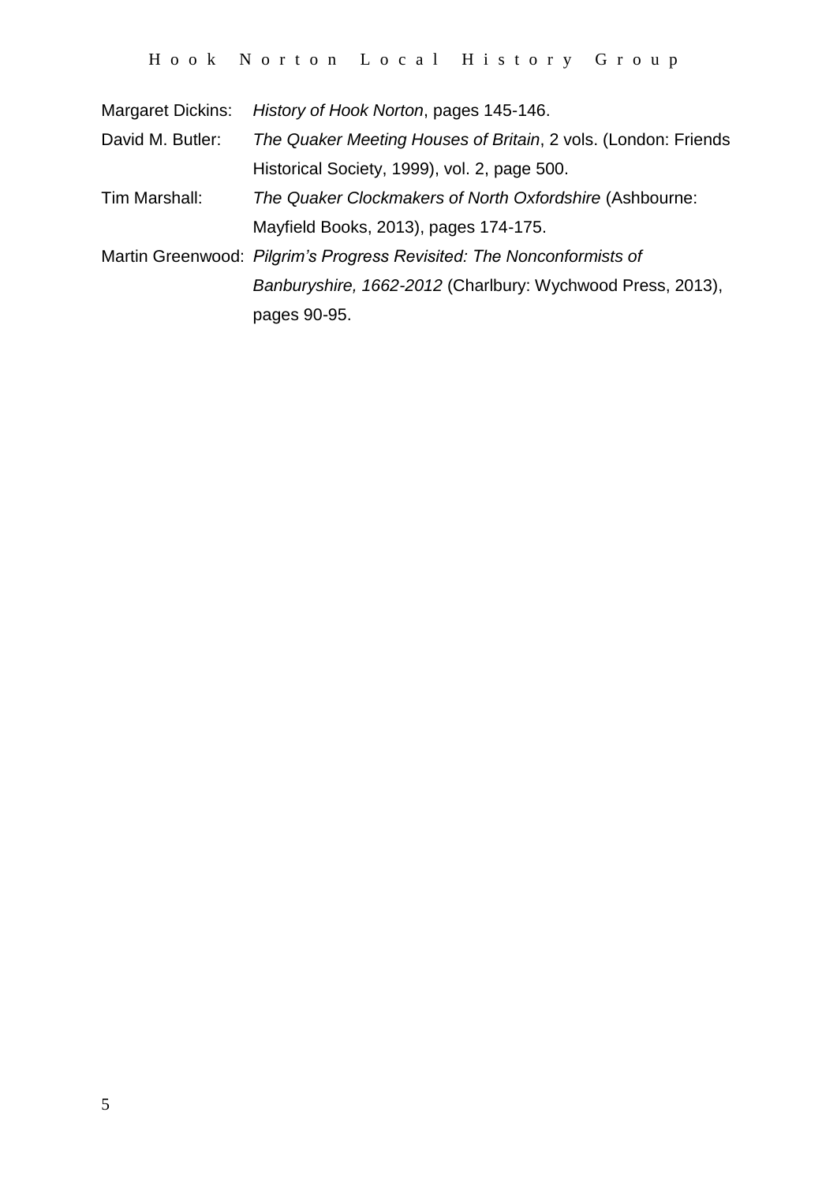Margaret Dickins: *History of Hook Norton*, pages 145-146.

David M. Butler: *The Quaker Meeting Houses of Britain*, 2 vols. (London: Friends Historical Society, 1999), vol. 2, page 500.

Tim Marshall: *The Quaker Clockmakers of North Oxfordshire* (Ashbourne: Mayfield Books, 2013), pages 174-175.

Martin Greenwood: *Pilgrim's Progress Revisited: The Nonconformists of Banburyshire, 1662-2012* (Charlbury: Wychwood Press, 2013), pages 90-95.